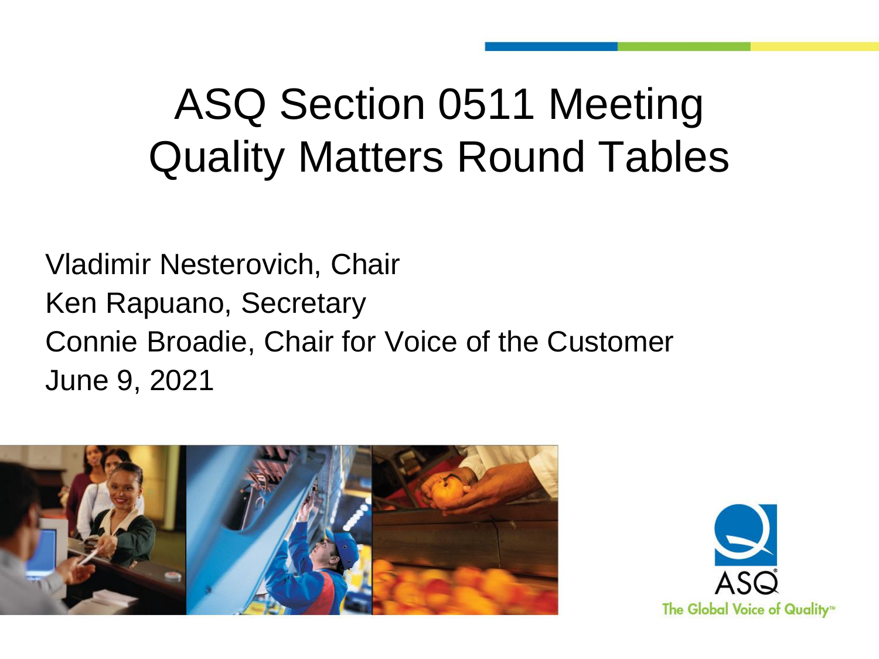# ASQ Section 0511 Meeting Quality Matters Round Tables

Vladimir Nesterovich, Chair

Ken Rapuano, Secretary

Connie Broadie, Chair for Voice of the Customer

June 9, 2021

ASQ

The Global Voice of Quality™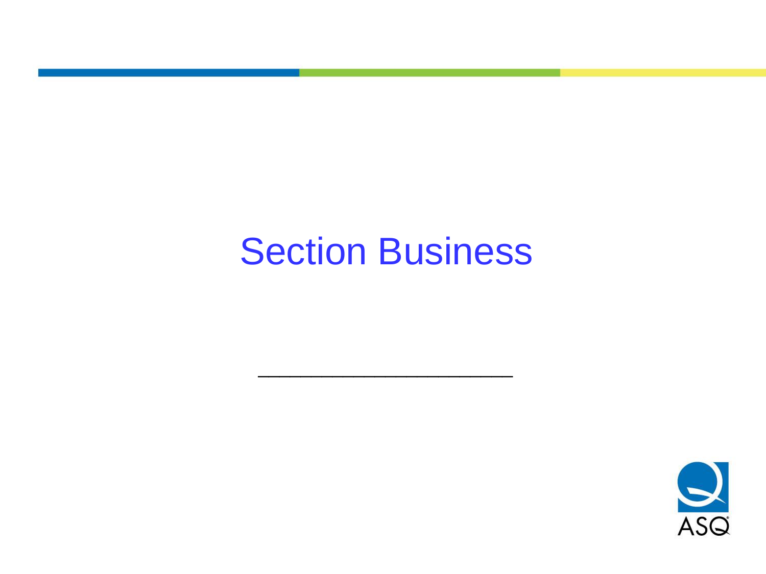# Section Business

___________________________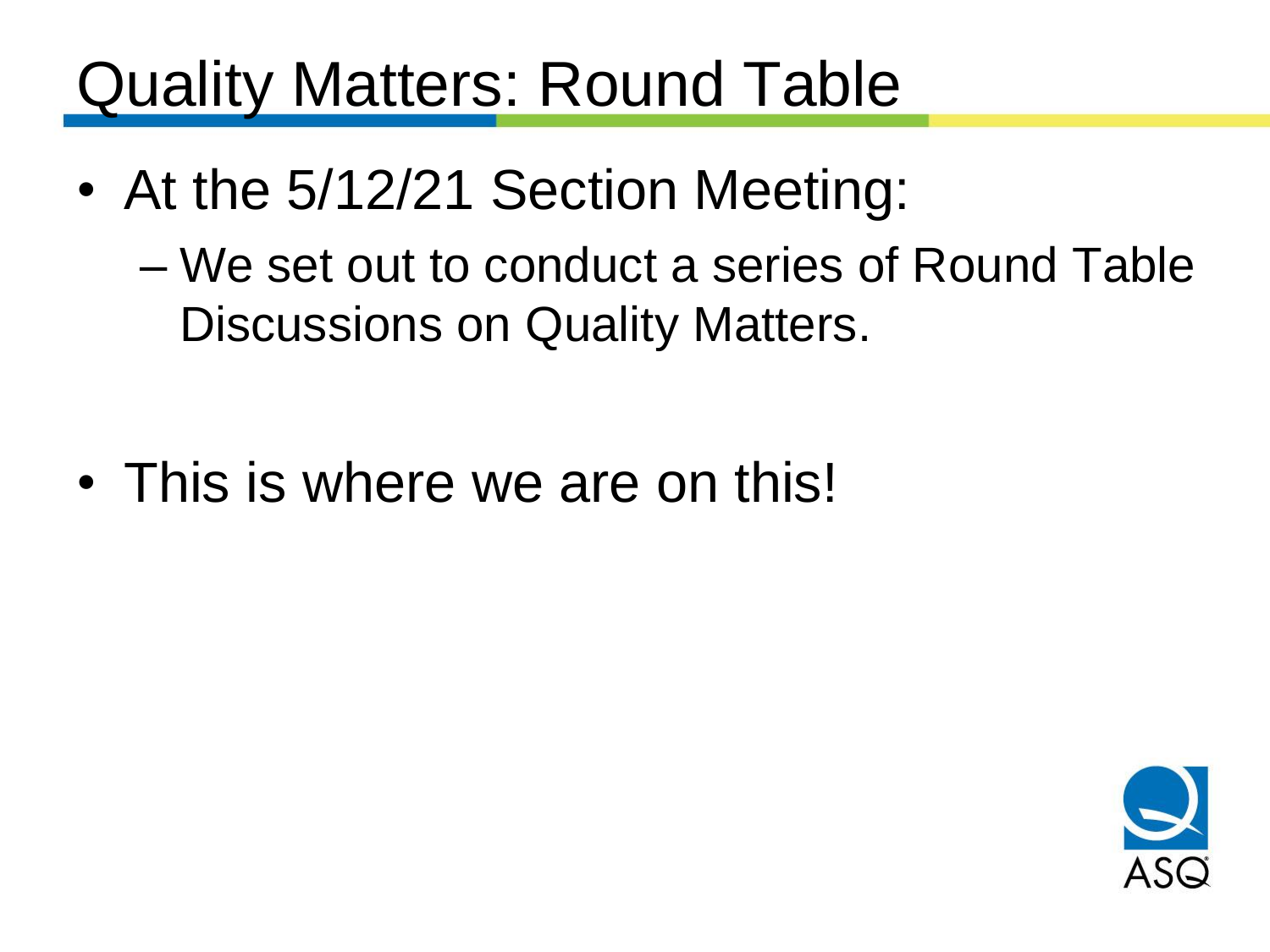# Quality Matters: Round Table

- At the 5/12/21 Section Meeting:
  - We set out to conduct a series of Round Table Discussions on Quality Matters.

- This is where we are on this!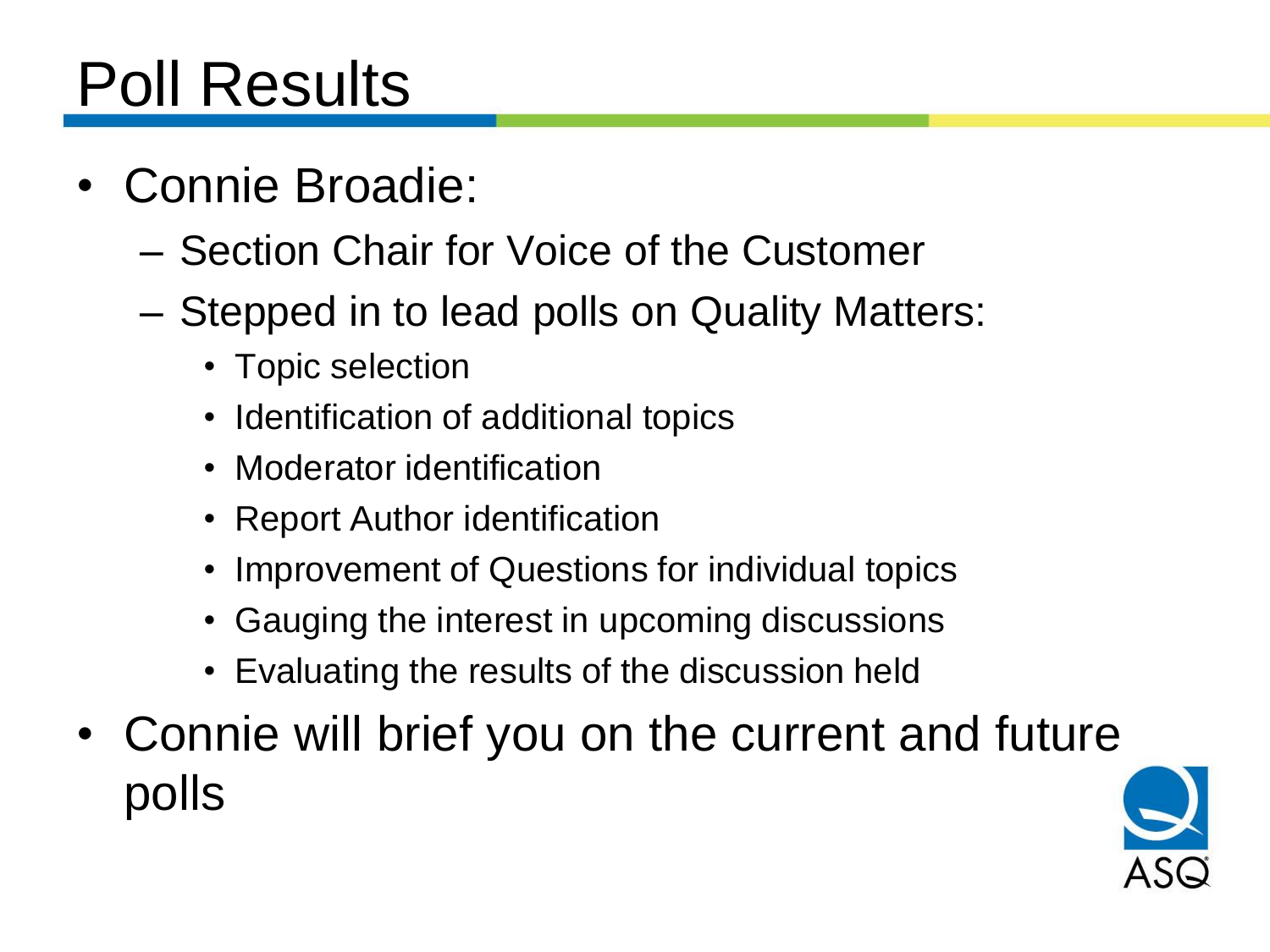# Poll Results

- Connie Broadie:
  - Section Chair for Voice of the Customer
  - Stepped in to lead polls on Quality Matters:
    - Topic selection
    - Identification of additional topics
    - Moderator identification
    - Report Author identification
    - Improvement of Questions for individual topics
    - Gauging the interest in upcoming discussions
    - Evaluating the results of the discussion held
- Connie will brief you on the current and future polls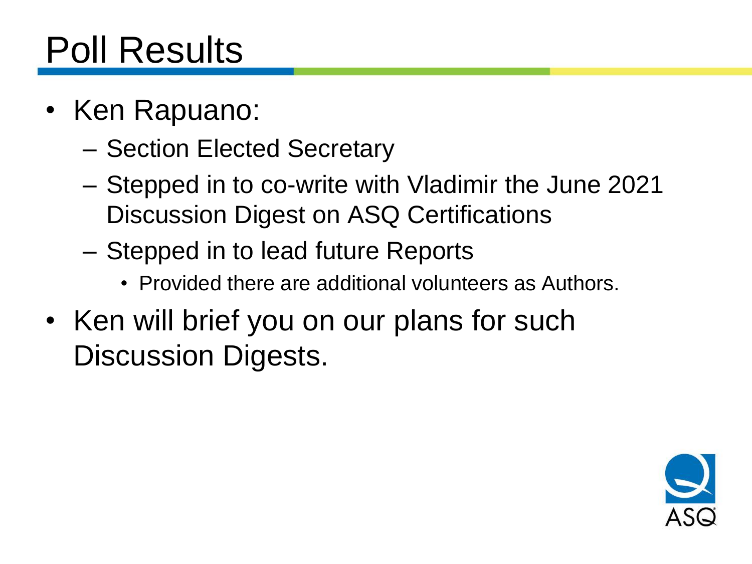# Poll Results

- Ken Rapuano:
  - Section Elected Secretary
  - Stepped in to co-write with Vladimir the June 2021 Discussion Digest on ASQ Certifications
  - Stepped in to lead future Reports
    - Provided there are additional volunteers as Authors.
- Ken will brief you on our plans for such Discussion Digests.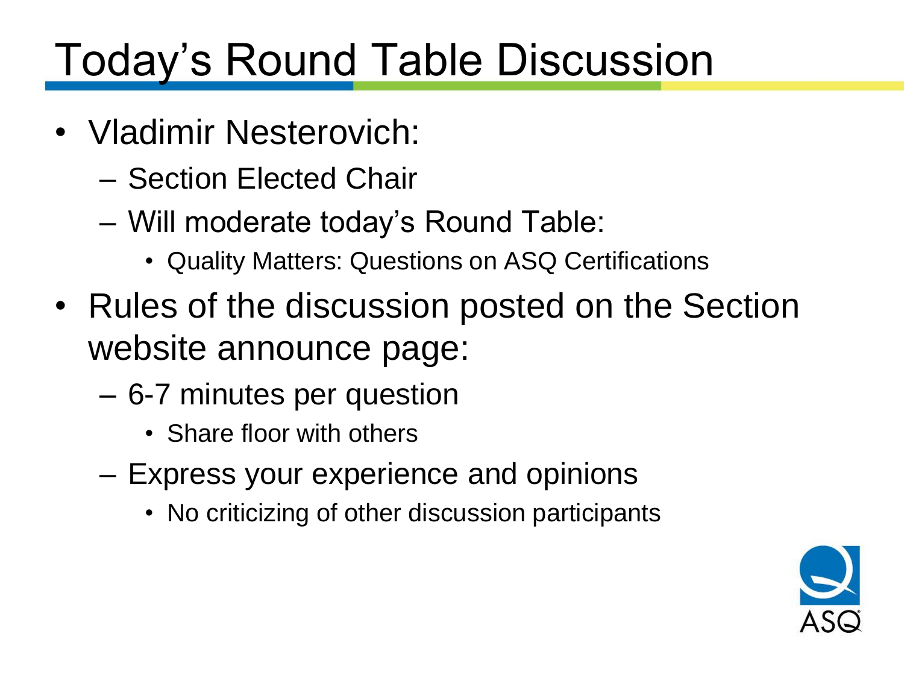# Today's Round Table Discussion

- Vladimir Nesterovich:
  - Section Elected Chair
  - Will moderate today's Round Table:
    - Quality Matters: Questions on ASQ Certifications
- Rules of the discussion posted on the Section website announce page:
  - 6-7 minutes per question
    - Share floor with others
  - Express your experience and opinions
    - No criticizing of other discussion participants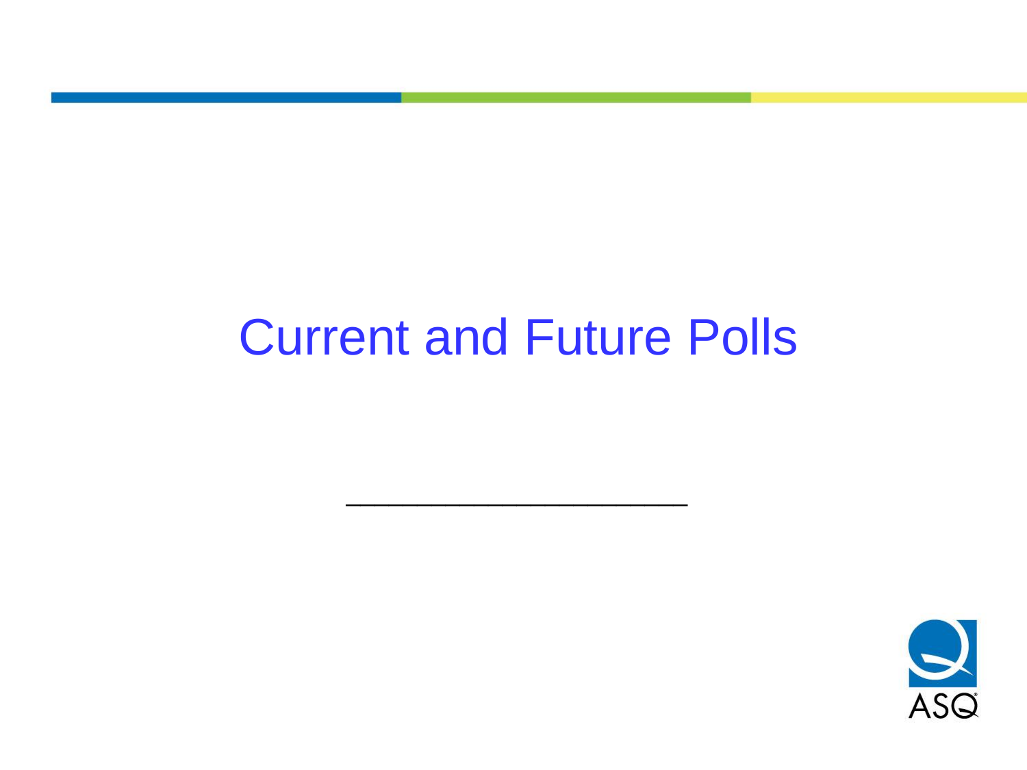# Current and Future Polls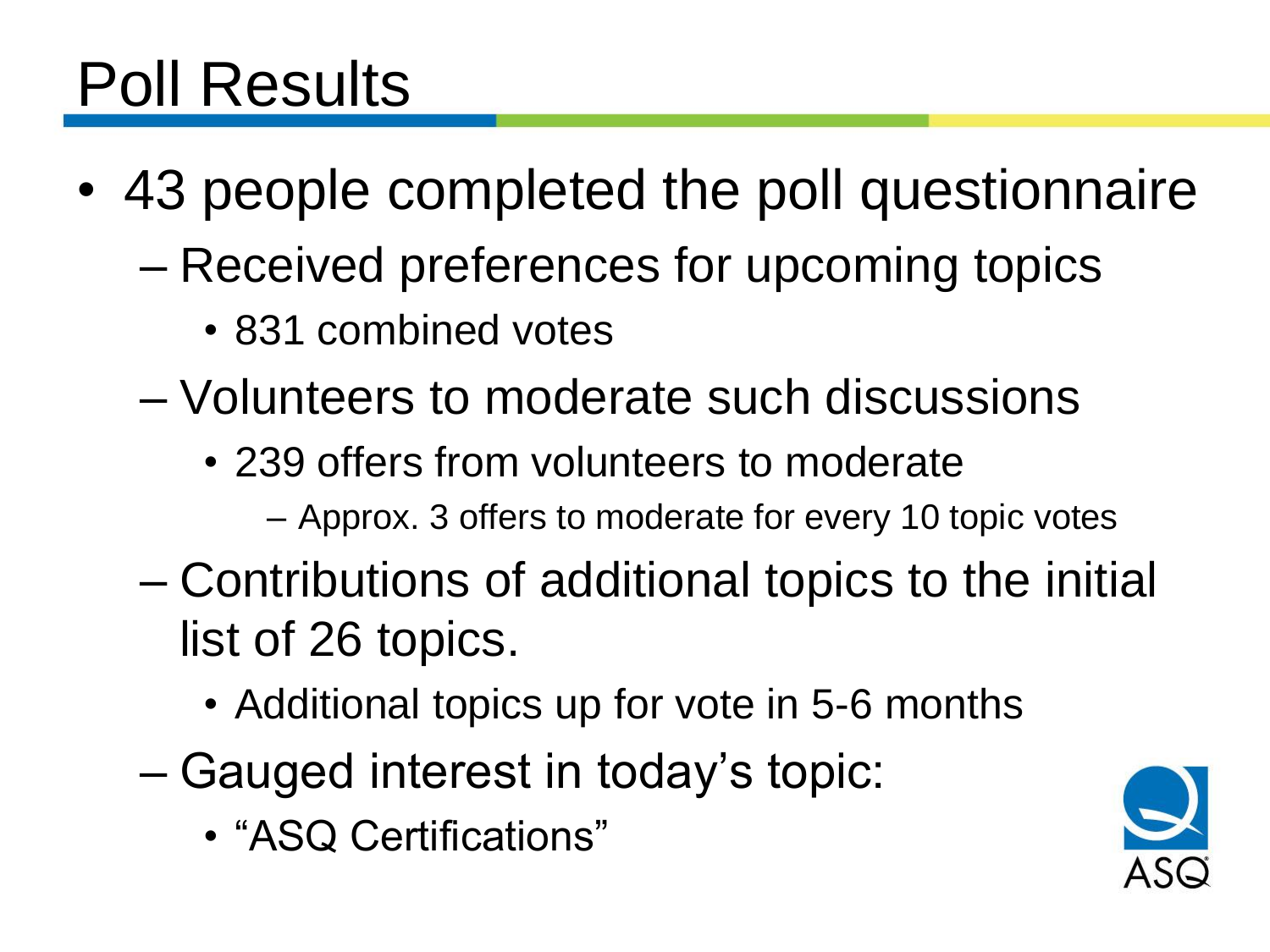# Poll Results

- 43 people completed the poll questionnaire
  - Received preferences for upcoming topics
    - 831 combined votes
  - Volunteers to moderate such discussions
    - 239 offers from volunteers to moderate
      - Approx. 3 offers to moderate for every 10 topic votes
  - Contributions of additional topics to the initial list of 26 topics.
    - Additional topics up for vote in 5-6 months
  - Gauged interest in today's topic:
    - "ASQ Certifications"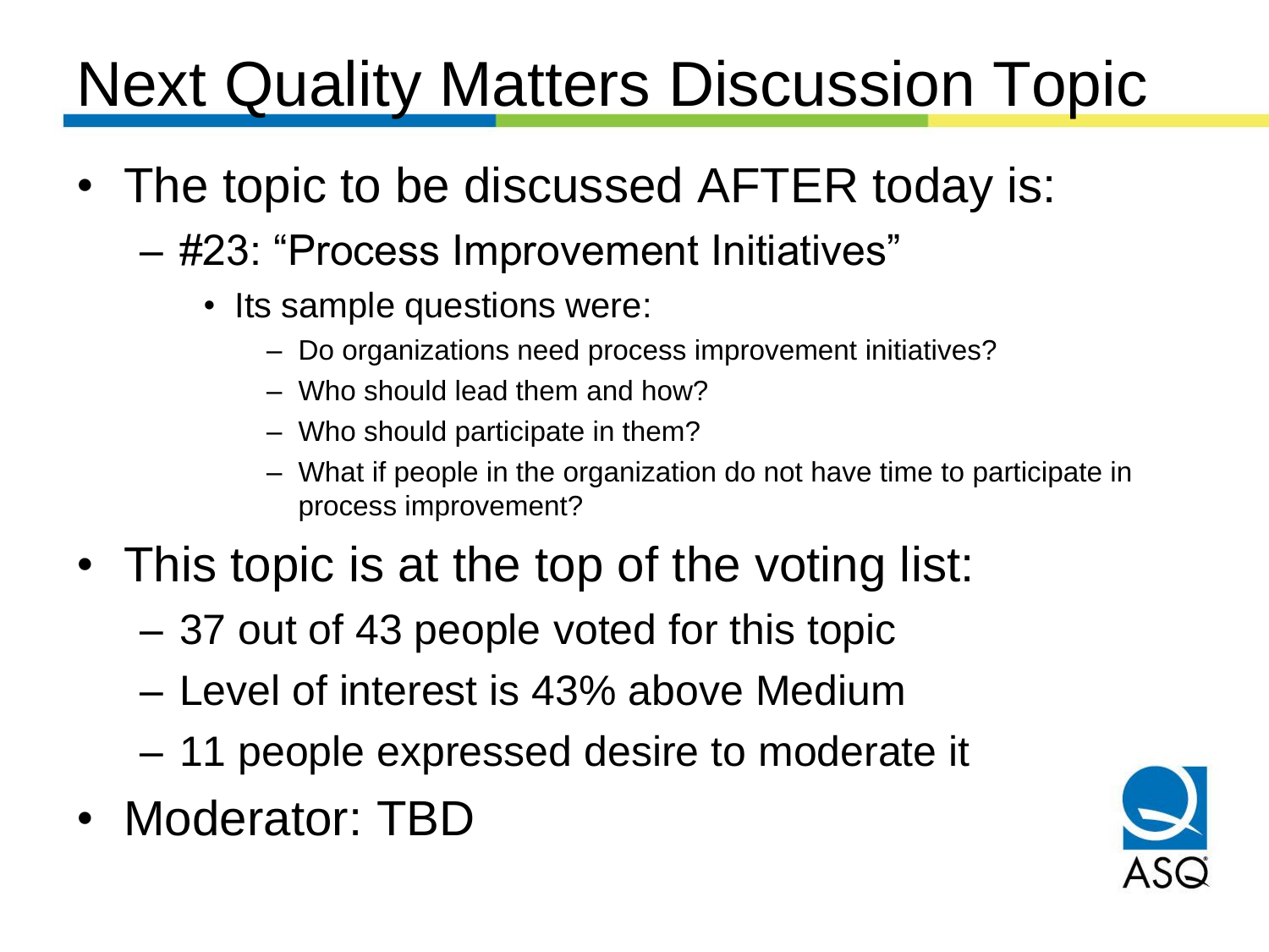# Next Quality Matters Discussion Topic

- The topic to be discussed AFTER today is:
  - #23: "Process Improvement Initiatives"
    - Its sample questions were:
      - Do organizations need process improvement initiatives?
      - Who should lead them and how?
      - Who should participate in them?
      - What if people in the organization do not have time to participate in process improvement?
- This topic is at the top of the voting list:
  - 37 out of 43 people voted for this topic
  - Level of interest is 43% above Medium
  - 11 people expressed desire to moderate it
- Moderator: TBD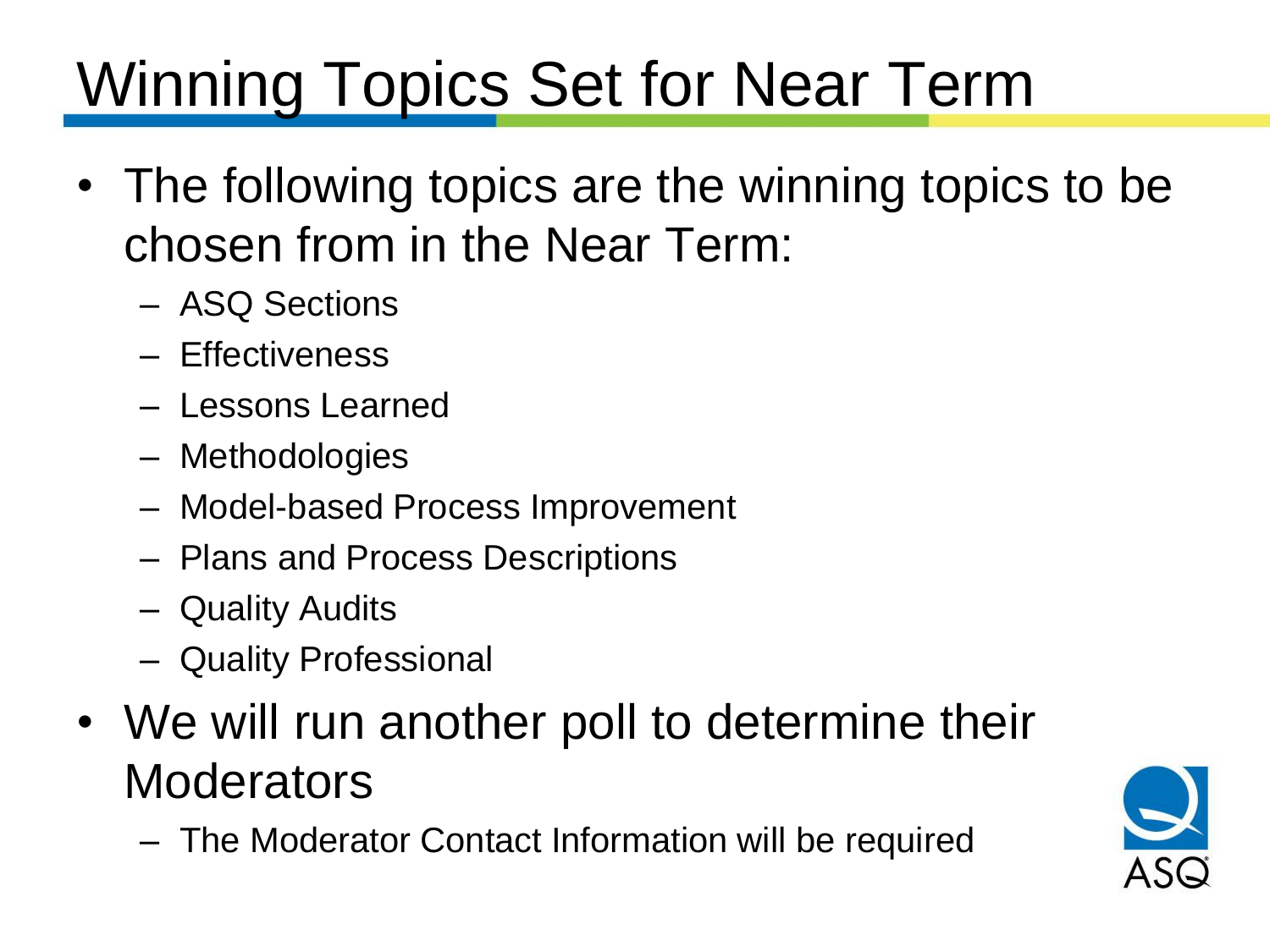# Winning Topics Set for Near Term

- The following topics are the winning topics to be chosen from in the Near Term:
  - ASQ Sections
  - Effectiveness
  - Lessons Learned
  - Methodologies
  - Model-based Process Improvement
  - Plans and Process Descriptions
  - Quality Audits
  - Quality Professional
- We will run another poll to determine their Moderators
  - The Moderator Contact Information will be required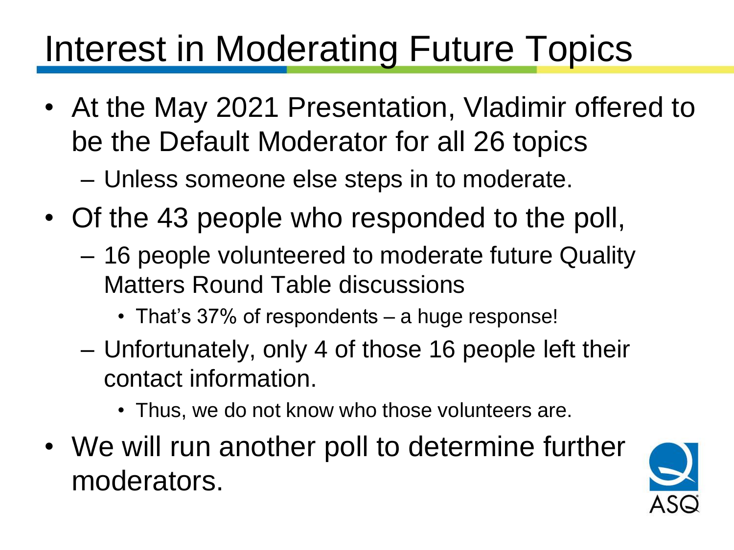# Interest in Moderating Future Topics

- At the May 2021 Presentation, Vladimir offered to be the Default Moderator for all 26 topics
  - Unless someone else steps in to moderate.
- Of the 43 people who responded to the poll,
  - 16 people volunteered to moderate future Quality Matters Round Table discussions
    - That's 37% of respondents – a huge response!
  - Unfortunately, only 4 of those 16 people left their contact information.
    - Thus, we do not know who those volunteers are.
- We will run another poll to determine further moderators.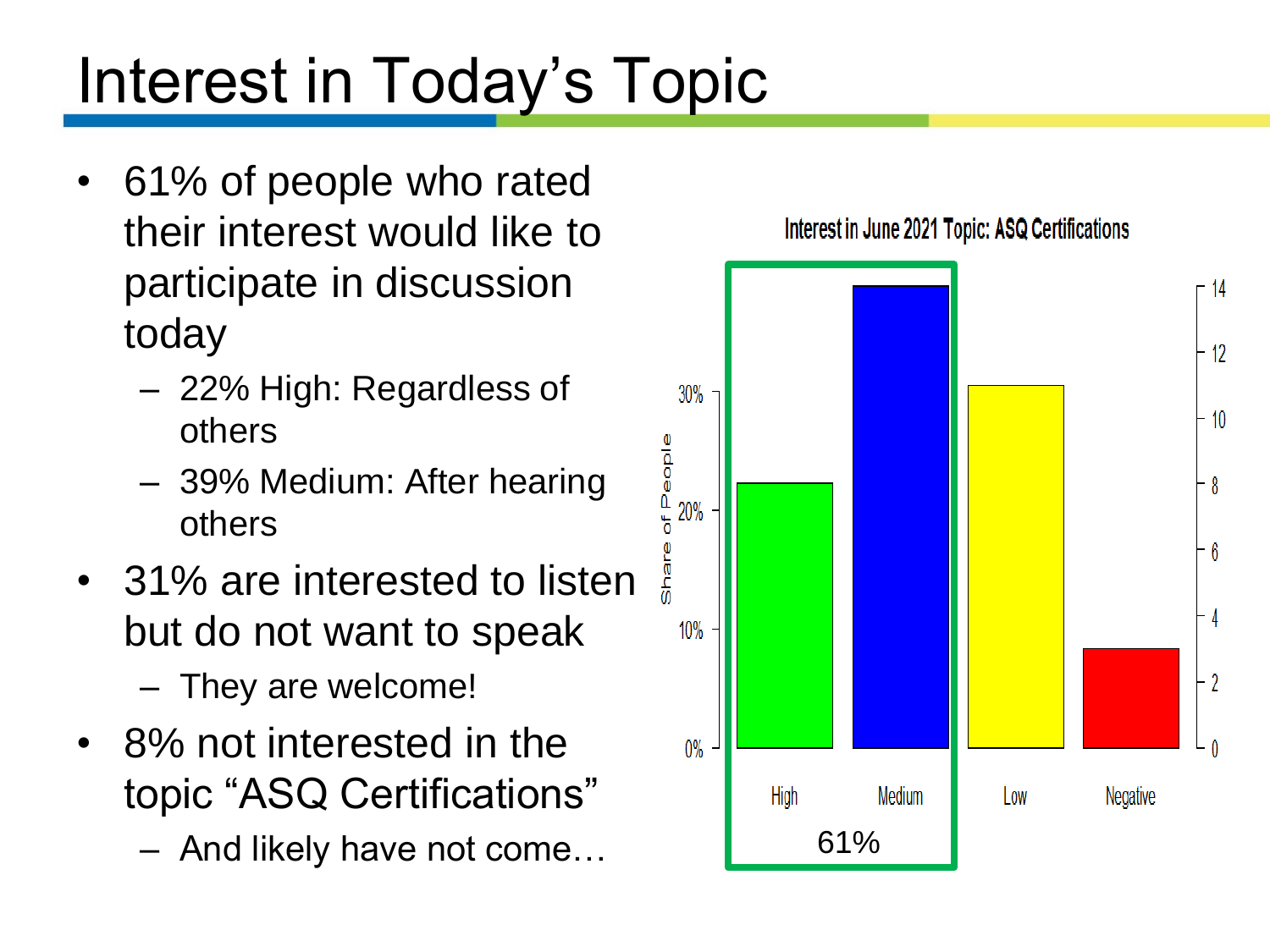# Interest in Today's Topic

- 61% of people who rated their interest would like to participate in discussion today
  - 22% High: Regardless of others
  - 39% Medium: After hearing others
- 31% are interested to listen but do not want to speak
  - They are welcome!
- 8% not interested in the topic "ASQ Certifications"
  - And likely have not come…

Interest in June 2021 Topic: ASQ Certifications

| Interest | Share of People |
|---|---|
| High | 22% |
| Medium | 39% |
| Low | 31% |
| Negative | 8% |

High + Medium: 61%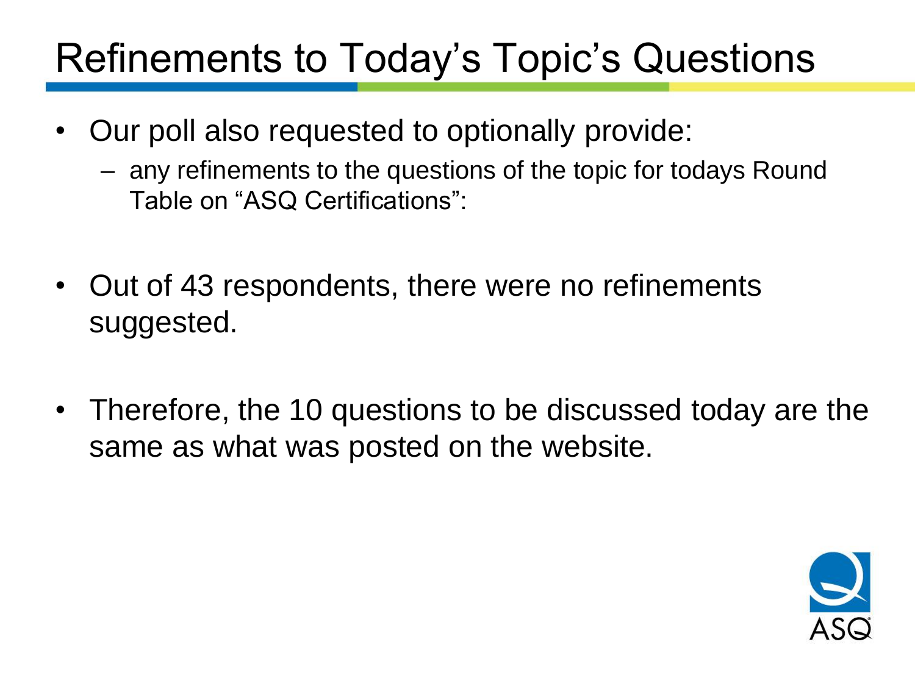# Refinements to Today's Topic's Questions

- Our poll also requested to optionally provide:
  - any refinements to the questions of the topic for todays Round Table on "ASQ Certifications":
- Out of 43 respondents, there were no refinements suggested.
- Therefore, the 10 questions to be discussed today are the same as what was posted on the website.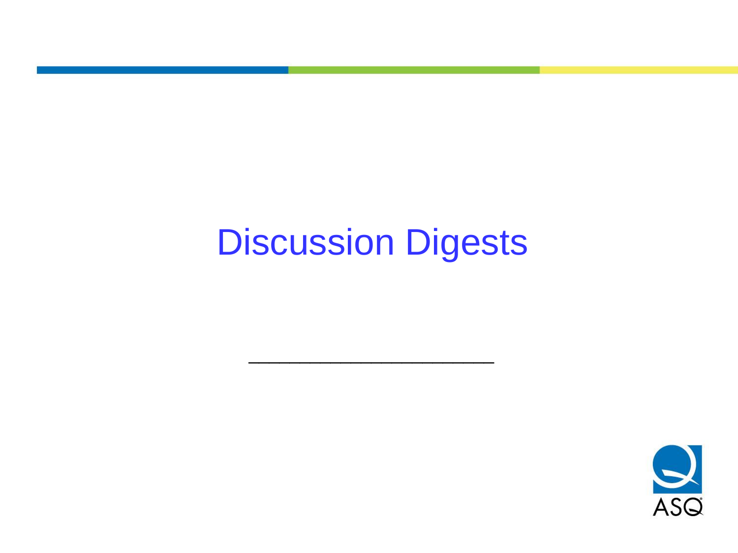# Discussion Digests

______________________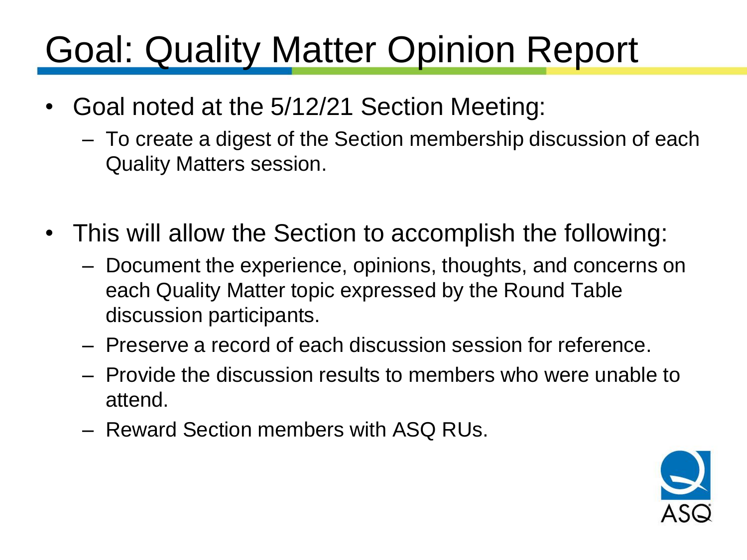# Goal: Quality Matter Opinion Report

- Goal noted at the 5/12/21 Section Meeting:
  - To create a digest of the Section membership discussion of each Quality Matters session.

- This will allow the Section to accomplish the following:
  - Document the experience, opinions, thoughts, and concerns on each Quality Matter topic expressed by the Round Table discussion participants.
  - Preserve a record of each discussion session for reference.
  - Provide the discussion results to members who were unable to attend.
  - Reward Section members with ASQ RUs.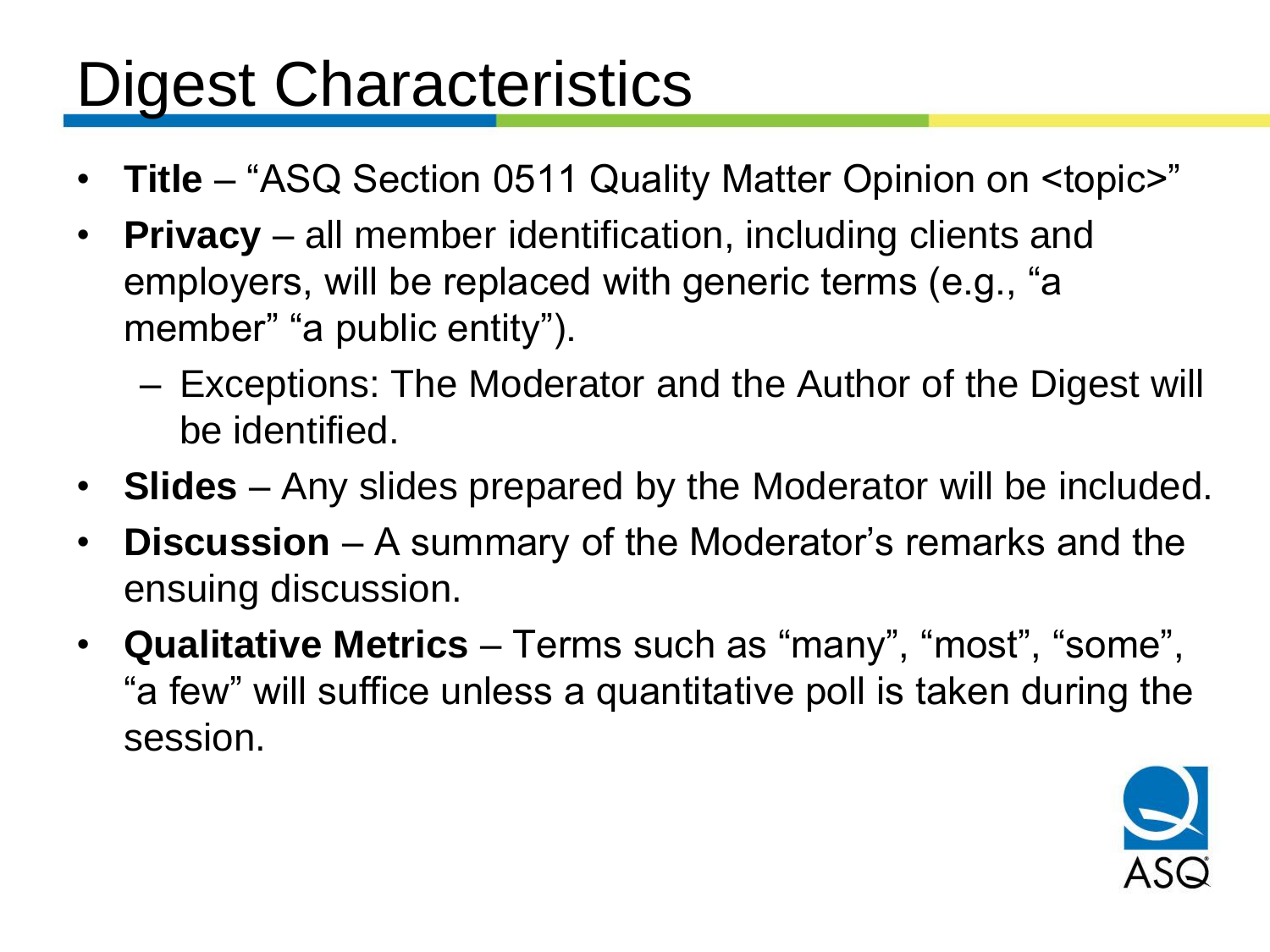# Digest Characteristics

- **Title** – "ASQ Section 0511 Quality Matter Opinion on <topic>"
- **Privacy** – all member identification, including clients and employers, will be replaced with generic terms (e.g., "a member" "a public entity").
  - Exceptions: The Moderator and the Author of the Digest will be identified.
- **Slides** – Any slides prepared by the Moderator will be included.
- **Discussion** – A summary of the Moderator's remarks and the ensuing discussion.
- **Qualitative Metrics** – Terms such as "many", "most", "some", "a few" will suffice unless a quantitative poll is taken during the session.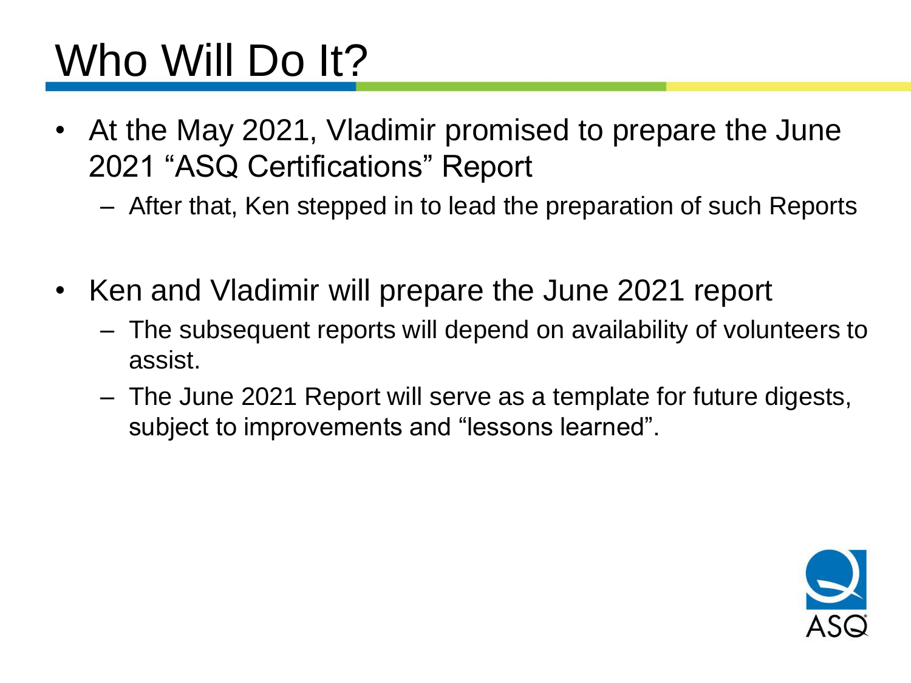# Who Will Do It?

- At the May 2021, Vladimir promised to prepare the June 2021 “ASQ Certifications” Report
  - After that, Ken stepped in to lead the preparation of such Reports
- Ken and Vladimir will prepare the June 2021 report
  - The subsequent reports will depend on availability of volunteers to assist.
  - The June 2021 Report will serve as a template for future digests, subject to improvements and “lessons learned”.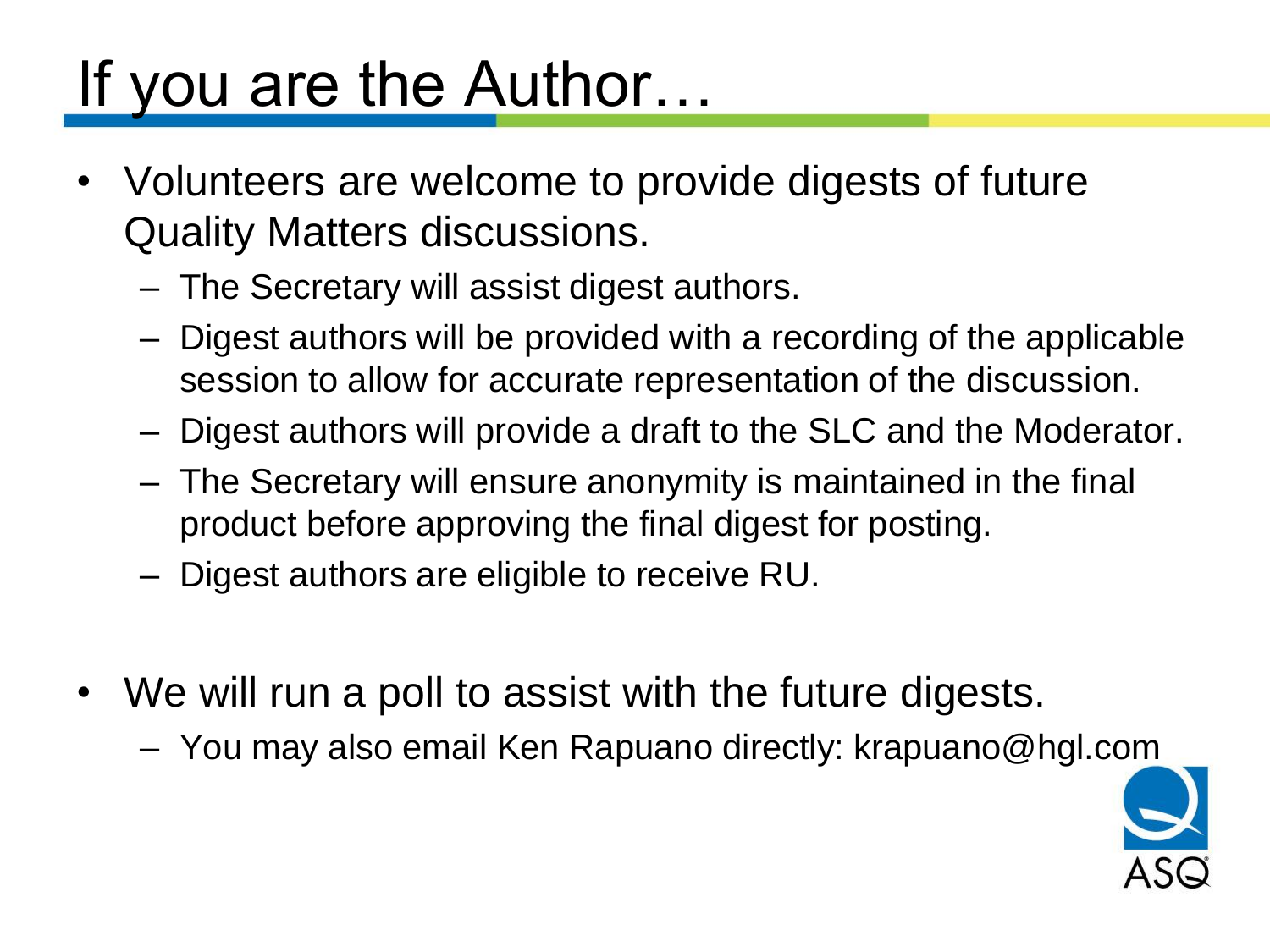# If you are the Author…

- Volunteers are welcome to provide digests of future Quality Matters discussions.
  - The Secretary will assist digest authors.
  - Digest authors will be provided with a recording of the applicable session to allow for accurate representation of the discussion.
  - Digest authors will provide a draft to the SLC and the Moderator.
  - The Secretary will ensure anonymity is maintained in the final product before approving the final digest for posting.
  - Digest authors are eligible to receive RU.
- We will run a poll to assist with the future digests.
  - You may also email Ken Rapuano directly: krapuano@hgl.com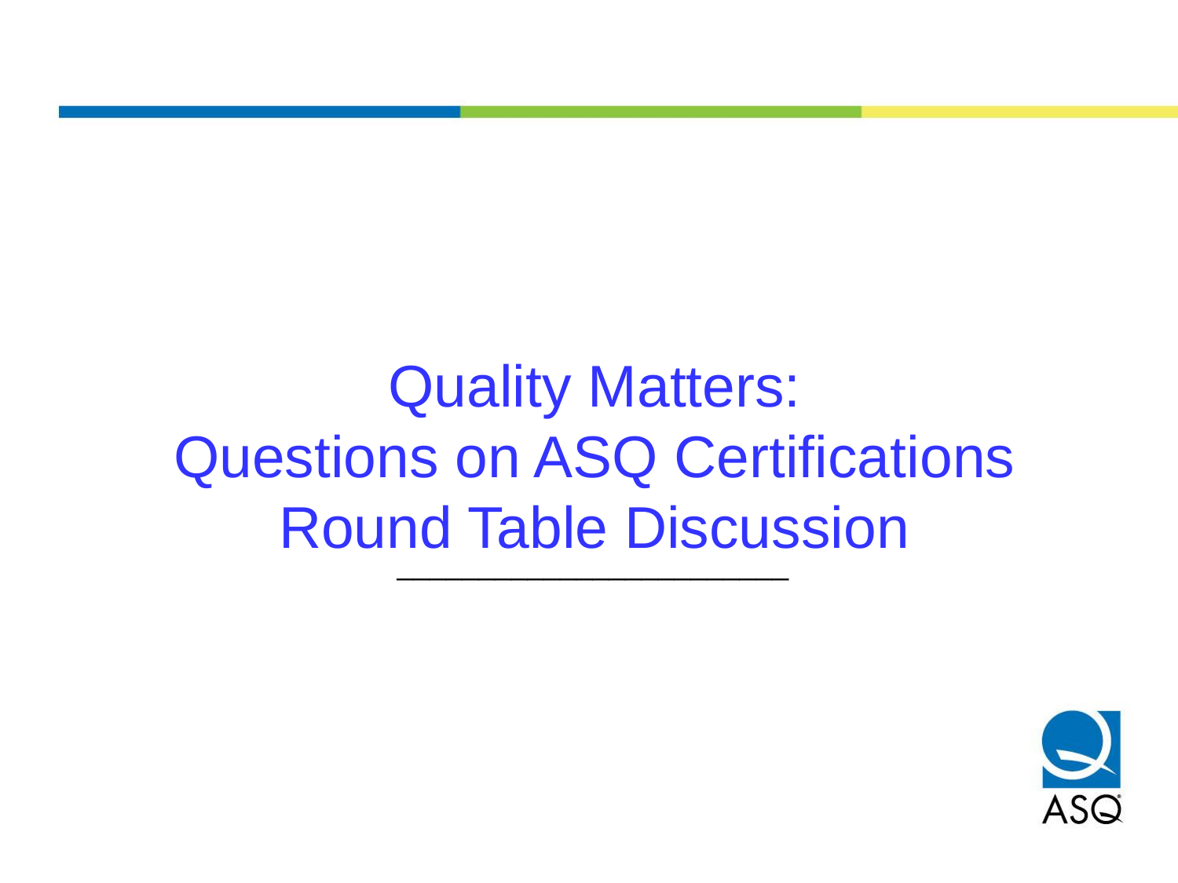# Quality Matters:
# Questions on ASQ Certifications
# Round Table Discussion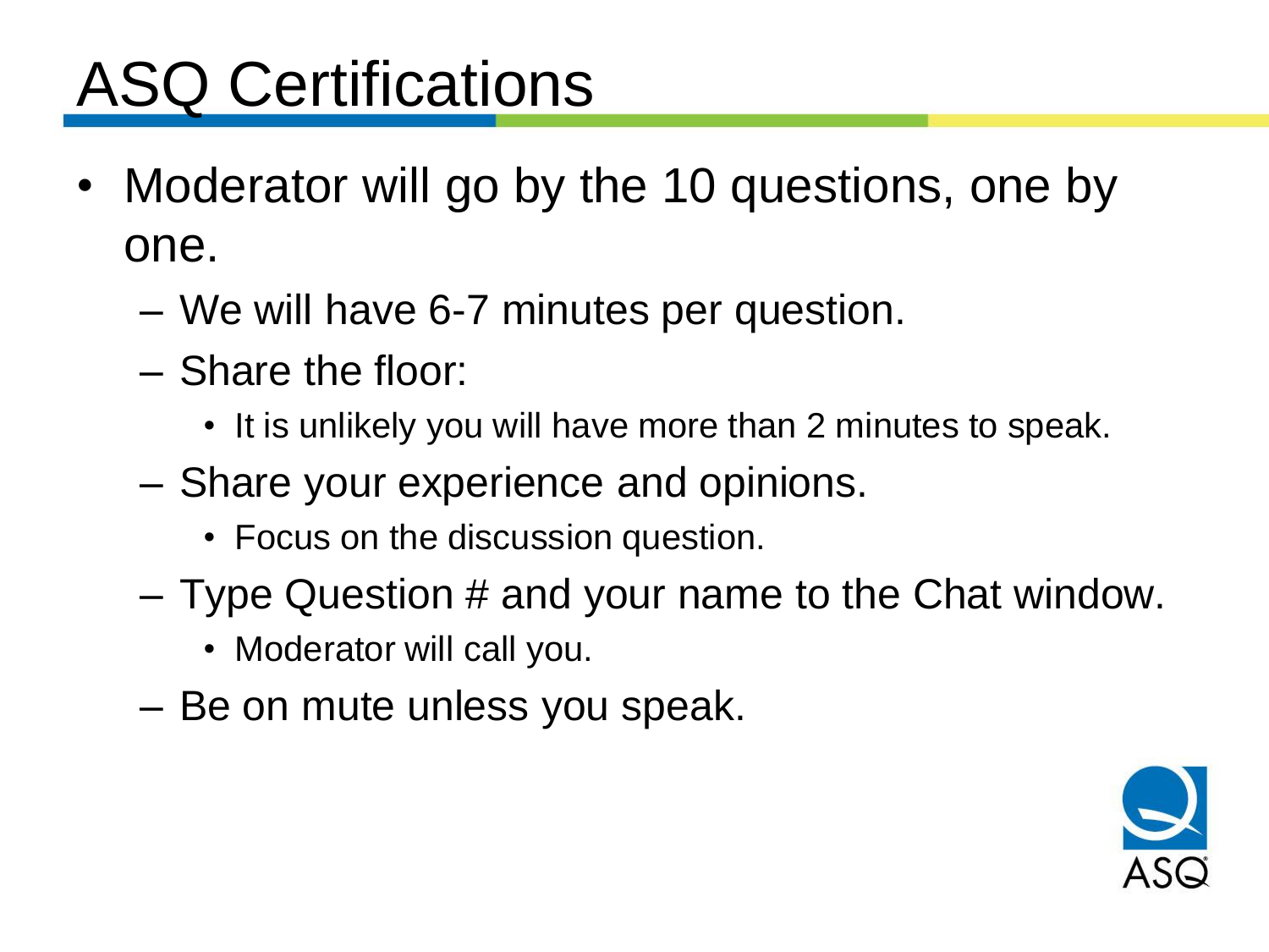# ASQ Certifications

- Moderator will go by the 10 questions, one by one.
  - We will have 6-7 minutes per question.
  - Share the floor:
    - It is unlikely you will have more than 2 minutes to speak.
  - Share your experience and opinions.
    - Focus on the discussion question.
  - Type Question # and your name to the Chat window.
    - Moderator will call you.
  - Be on mute unless you speak.